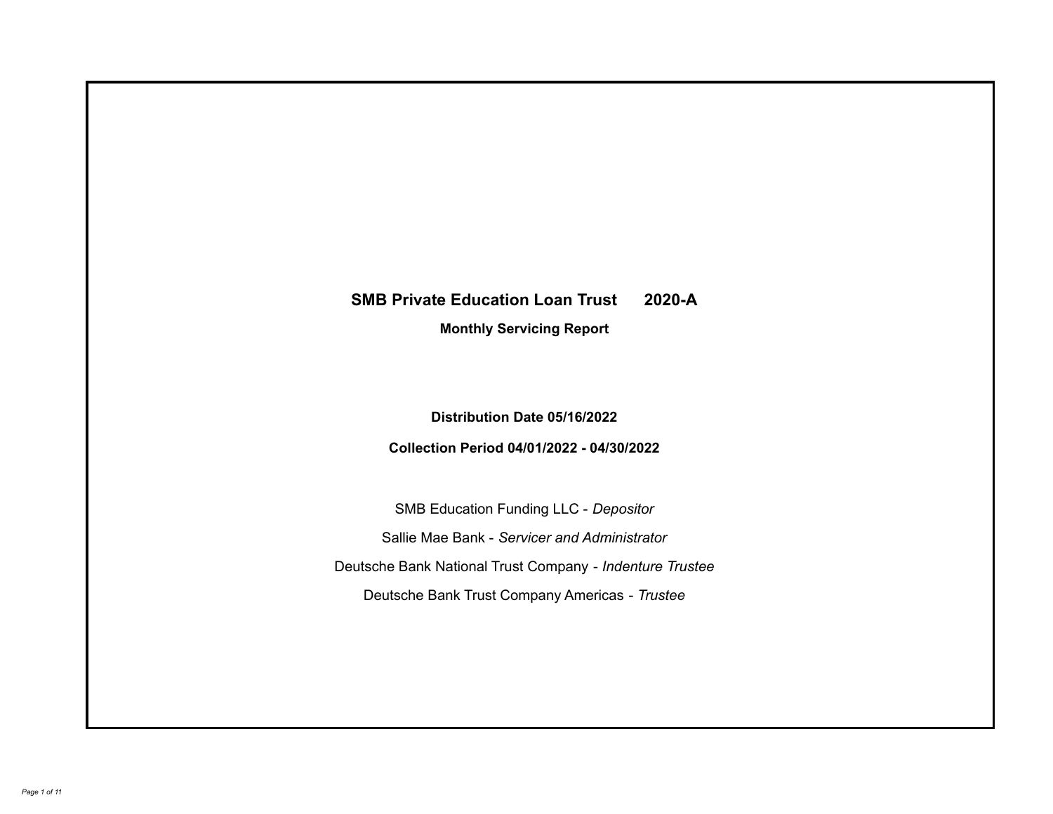# SMB Private Education Loan Trust 2020-A

**Monthly Servicing Report**

**Distribution Date 05/16/2022**

**Collection Period 04/01/2022 - 04/30/2022**

SMB Education Funding LLC - *Depositor*

Sallie Mae Bank - *Servicer and Administrator*

Deutsche Bank National Trust Company - *Indenture Trustee*

Deutsche Bank Trust Company Americas - *Trustee*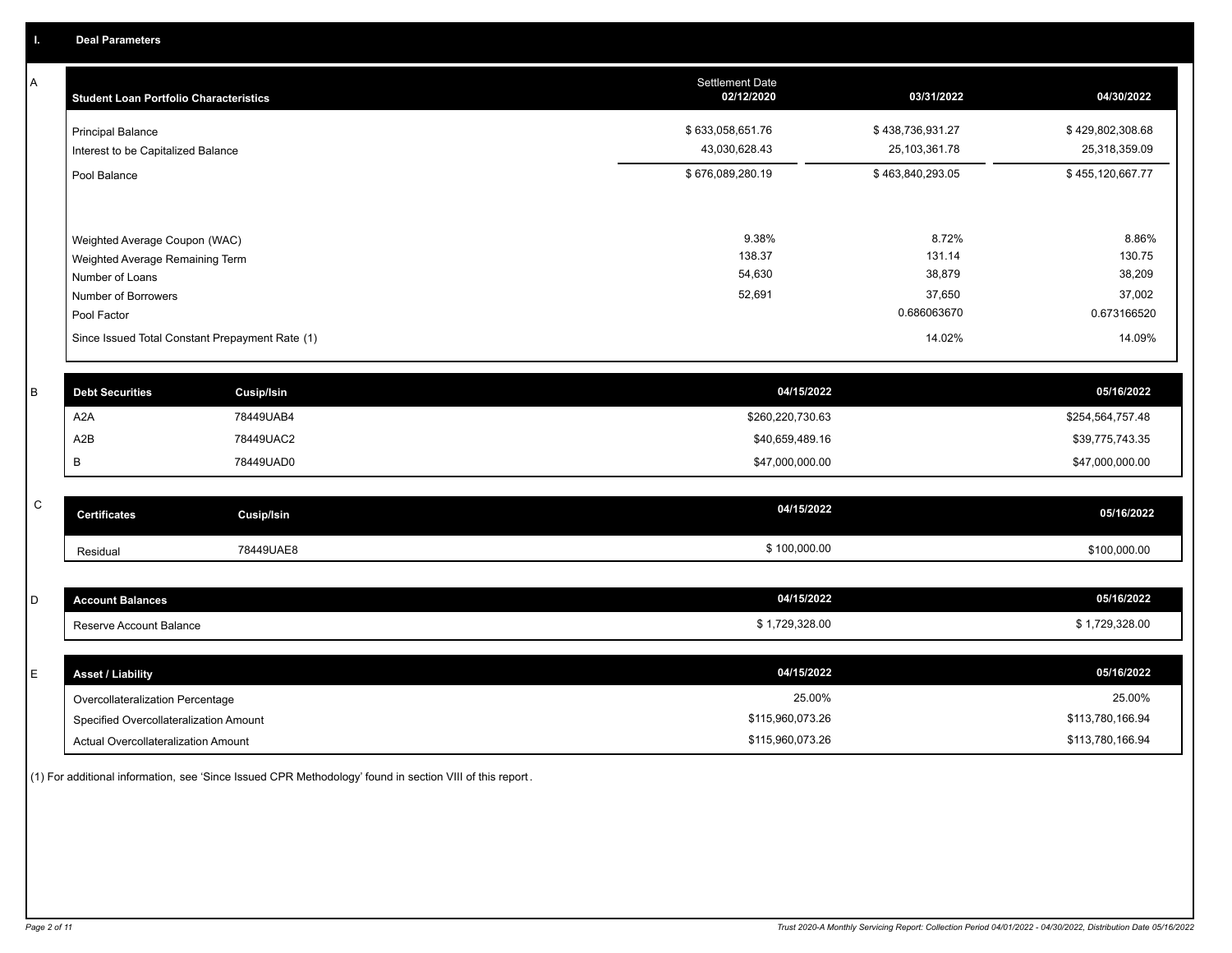## I. Deal Parameters

### A

| Student Loan Portfolio Characteristics | Settlement Date 02/12/2020 | 03/31/2022 | 04/30/2022 |
|---|---|---|---|
| Principal Balance | $ 633,058,651.76 | $ 438,736,931.27 | $ 429,802,308.68 |
| Interest to be Capitalized Balance | 43,030,628.43 | 25,103,361.78 | 25,318,359.09 |
| Pool Balance | $ 676,089,280.19 | $ 463,840,293.05 | $ 455,120,667.77 |
| Weighted Average Coupon (WAC) | 9.38% | 8.72% | 8.86% |
| Weighted Average Remaining Term | 138.37 | 131.14 | 130.75 |
| Number of Loans | 54,630 | 38,879 | 38,209 |
| Number of Borrowers | 52,691 | 37,650 | 37,002 |
| Pool Factor | | 0.686063670 | 0.673166520 |
| Since Issued Total Constant Prepayment Rate (1) | | 14.02% | 14.09% |

### B

| Debt Securities | Cusip/Isin | 04/15/2022 | 05/16/2022 |
|---|---|---|---|
| A2A | 78449UAB4 | $260,220,730.63 | $254,564,757.48 |
| A2B | 78449UAC2 | $40,659,489.16 | $39,775,743.35 |
| B | 78449UAD0 | $47,000,000.00 | $47,000,000.00 |

### C

| Certificates | Cusip/Isin | 04/15/2022 | 05/16/2022 |
|---|---|---|---|
| Residual | 78449UAE8 | $ 100,000.00 | $100,000.00 |

### D

| Account Balances | 04/15/2022 | 05/16/2022 |
|---|---|---|
| Reserve Account Balance | $ 1,729,328.00 | $ 1,729,328.00 |

### E

| Asset / Liability | 04/15/2022 | 05/16/2022 |
|---|---|---|
| Overcollateralization Percentage | 25.00% | 25.00% |
| Specified Overcollateralization Amount | $115,960,073.26 | $113,780,166.94 |
| Actual Overcollateralization Amount | $115,960,073.26 | $113,780,166.94 |

(1) For additional information, see 'Since Issued CPR Methodology' found in section VIII of this report.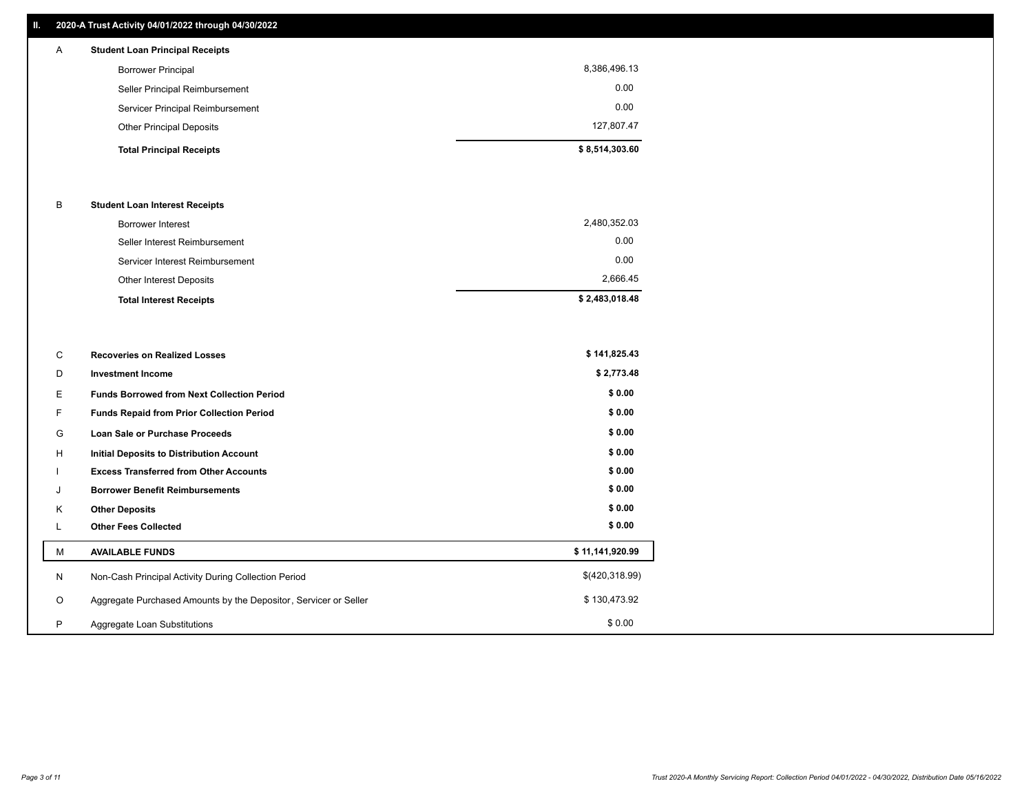## II. 2020-A Trust Activity 04/01/2022 through 04/30/2022

| | | |
|---|---|---|
| A | **Student Loan Principal Receipts** | |
| | Borrower Principal | 8,386,496.13 |
| | Seller Principal Reimbursement | 0.00 |
| | Servicer Principal Reimbursement | 0.00 |
| | Other Principal Deposits | 127,807.47 |
| | **Total Principal Receipts** | **$ 8,514,303.60** |
| B | **Student Loan Interest Receipts** | |
| | Borrower Interest | 2,480,352.03 |
| | Seller Interest Reimbursement | 0.00 |
| | Servicer Interest Reimbursement | 0.00 |
| | Other Interest Deposits | 2,666.45 |
| | **Total Interest Receipts** | **$ 2,483,018.48** |
| C | **Recoveries on Realized Losses** | **$ 141,825.43** |
| D | **Investment Income** | **$ 2,773.48** |
| E | **Funds Borrowed from Next Collection Period** | **$ 0.00** |
| F | **Funds Repaid from Prior Collection Period** | **$ 0.00** |
| G | **Loan Sale or Purchase Proceeds** | **$ 0.00** |
| H | **Initial Deposits to Distribution Account** | **$ 0.00** |
| I | **Excess Transferred from Other Accounts** | **$ 0.00** |
| J | **Borrower Benefit Reimbursements** | **$ 0.00** |
| K | **Other Deposits** | **$ 0.00** |
| L | **Other Fees Collected** | **$ 0.00** |
| M | **AVAILABLE FUNDS** | **$ 11,141,920.99** |
| N | Non-Cash Principal Activity During Collection Period | $(420,318.99) |
| O | Aggregate Purchased Amounts by the Depositor, Servicer or Seller | $ 130,473.92 |
| P | Aggregate Loan Substitutions | $ 0.00 |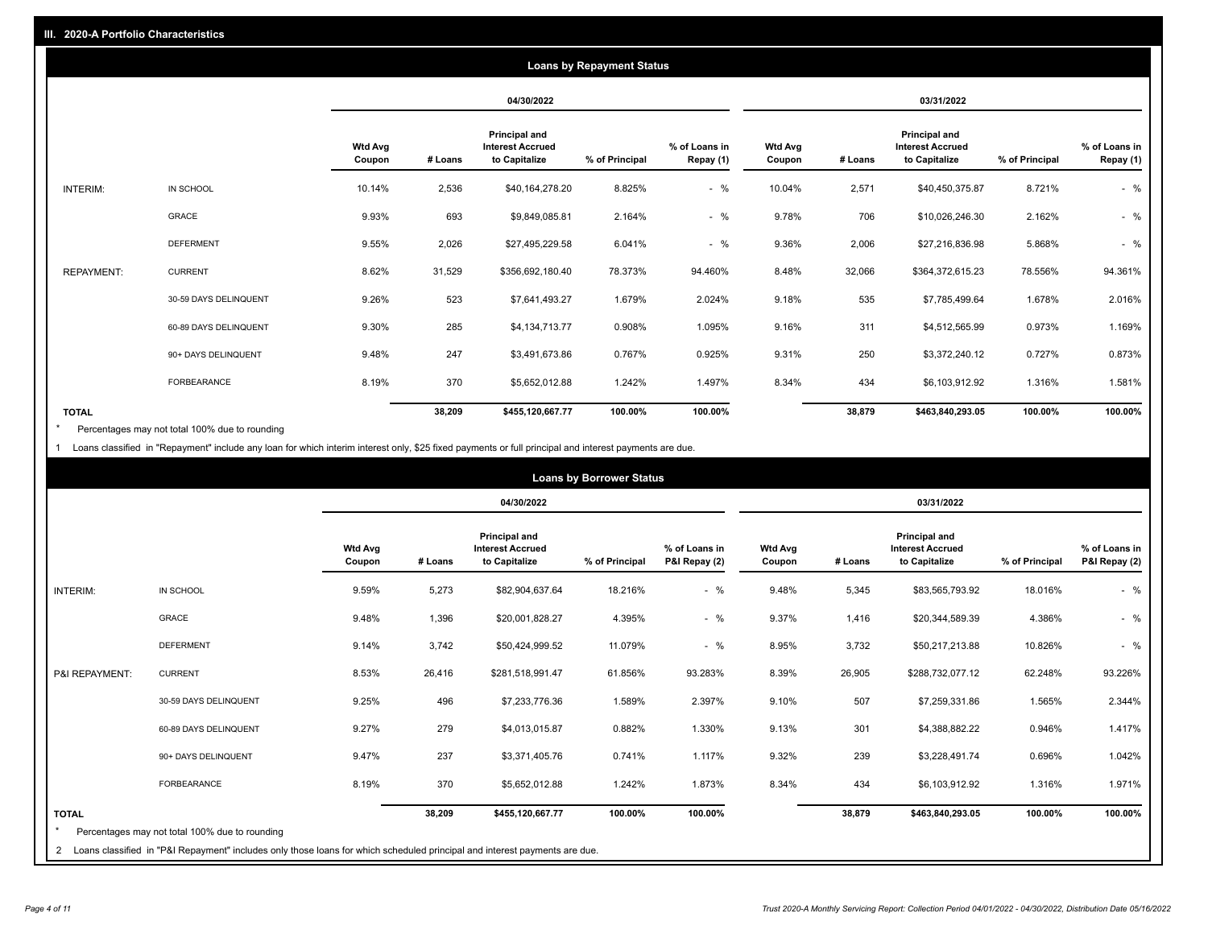## III. 2020-A Portfolio Characteristics

### Loans by Repayment Status

| | | 04/30/2022 | | | | | 03/31/2022 | | | | |
|---|---|---|---|---|---|---|---|---|---|---|---|
| | | Wtd Avg Coupon | # Loans | Principal and Interest Accrued to Capitalize | % of Principal | % of Loans in Repay (1) | Wtd Avg Coupon | # Loans | Principal and Interest Accrued to Capitalize | % of Principal | % of Loans in Repay (1) |
| INTERIM: | IN SCHOOL | 10.14% | 2,536 | $40,164,278.20 | 8.825% | - % | 10.04% | 2,571 | $40,450,375.87 | 8.721% | - % |
| | GRACE | 9.93% | 693 | $9,849,085.81 | 2.164% | - % | 9.78% | 706 | $10,026,246.30 | 2.162% | - % |
| | DEFERMENT | 9.55% | 2,026 | $27,495,229.58 | 6.041% | - % | 9.36% | 2,006 | $27,216,836.98 | 5.868% | - % |
| REPAYMENT: | CURRENT | 8.62% | 31,529 | $356,692,180.40 | 78.373% | 94.460% | 8.48% | 32,066 | $364,372,615.23 | 78.556% | 94.361% |
| | 30-59 DAYS DELINQUENT | 9.26% | 523 | $7,641,493.27 | 1.679% | 2.024% | 9.18% | 535 | $7,785,499.64 | 1.678% | 2.016% |
| | 60-89 DAYS DELINQUENT | 9.30% | 285 | $4,134,713.77 | 0.908% | 1.095% | 9.16% | 311 | $4,512,565.99 | 0.973% | 1.169% |
| | 90+ DAYS DELINQUENT | 9.48% | 247 | $3,491,673.86 | 0.767% | 0.925% | 9.31% | 250 | $3,372,240.12 | 0.727% | 0.873% |
| | FORBEARANCE | 8.19% | 370 | $5,652,012.88 | 1.242% | 1.497% | 8.34% | 434 | $6,103,912.92 | 1.316% | 1.581% |
| **TOTAL** | | | **38,209** | **$455,120,667.77** | **100.00%** | **100.00%** | | **38,879** | **$463,840,293.05** | **100.00%** | **100.00%** |

* Percentages may not total 100% due to rounding

1 Loans classified in "Repayment" include any loan for which interim interest only, $25 fixed payments or full principal and interest payments are due.

### Loans by Borrower Status

| | | 04/30/2022 | | | | | 03/31/2022 | | | | |
|---|---|---|---|---|---|---|---|---|---|---|---|
| | | Wtd Avg Coupon | # Loans | Principal and Interest Accrued to Capitalize | % of Principal | % of Loans in P&I Repay (2) | Wtd Avg Coupon | # Loans | Principal and Interest Accrued to Capitalize | % of Principal | % of Loans in P&I Repay (2) |
| INTERIM: | IN SCHOOL | 9.59% | 5,273 | $82,904,637.64 | 18.216% | - % | 9.48% | 5,345 | $83,565,793.92 | 18.016% | - % |
| | GRACE | 9.48% | 1,396 | $20,001,828.27 | 4.395% | - % | 9.37% | 1,416 | $20,344,589.39 | 4.386% | - % |
| | DEFERMENT | 9.14% | 3,742 | $50,424,999.52 | 11.079% | - % | 8.95% | 3,732 | $50,217,213.88 | 10.826% | - % |
| P&I REPAYMENT: | CURRENT | 8.53% | 26,416 | $281,518,991.47 | 61.856% | 93.283% | 8.39% | 26,905 | $288,732,077.12 | 62.248% | 93.226% |
| | 30-59 DAYS DELINQUENT | 9.25% | 496 | $7,233,776.36 | 1.589% | 2.397% | 9.10% | 507 | $7,259,331.86 | 1.565% | 2.344% |
| | 60-89 DAYS DELINQUENT | 9.27% | 279 | $4,013,015.87 | 0.882% | 1.330% | 9.13% | 301 | $4,388,882.22 | 0.946% | 1.417% |
| | 90+ DAYS DELINQUENT | 9.47% | 237 | $3,371,405.76 | 0.741% | 1.117% | 9.32% | 239 | $3,228,491.74 | 0.696% | 1.042% |
| | FORBEARANCE | 8.19% | 370 | $5,652,012.88 | 1.242% | 1.873% | 8.34% | 434 | $6,103,912.92 | 1.316% | 1.971% |
| **TOTAL** | | | **38,209** | **$455,120,667.77** | **100.00%** | **100.00%** | | **38,879** | **$463,840,293.05** | **100.00%** | **100.00%** |

* Percentages may not total 100% due to rounding

2 Loans classified in "P&I Repayment" includes only those loans for which scheduled principal and interest payments are due.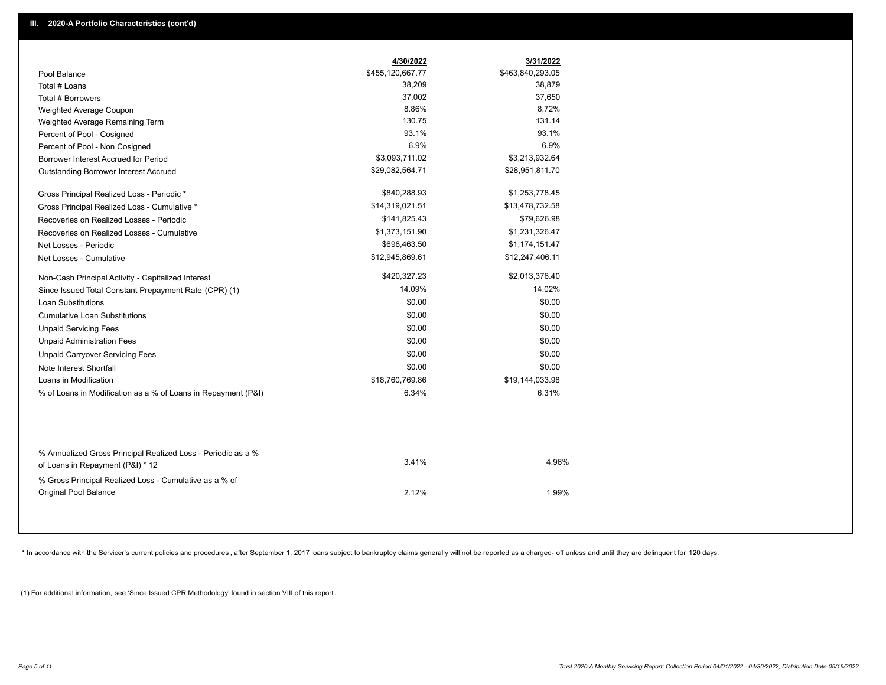## III. 2020-A Portfolio Characteristics (cont'd)

| | 4/30/2022 | 3/31/2022 |
|---|---|---|
| Pool Balance | $455,120,667.77 | $463,840,293.05 |
| Total # Loans | 38,209 | 38,879 |
| Total # Borrowers | 37,002 | 37,650 |
| Weighted Average Coupon | 8.86% | 8.72% |
| Weighted Average Remaining Term | 130.75 | 131.14 |
| Percent of Pool - Cosigned | 93.1% | 93.1% |
| Percent of Pool - Non Cosigned | 6.9% | 6.9% |
| Borrower Interest Accrued for Period | $3,093,711.02 | $3,213,932.64 |
| Outstanding Borrower Interest Accrued | $29,082,564.71 | $28,951,811.70 |
| Gross Principal Realized Loss - Periodic * | $840,288.93 | $1,253,778.45 |
| Gross Principal Realized Loss - Cumulative * | $14,319,021.51 | $13,478,732.58 |
| Recoveries on Realized Losses - Periodic | $141,825.43 | $79,626.98 |
| Recoveries on Realized Losses - Cumulative | $1,373,151.90 | $1,231,326.47 |
| Net Losses - Periodic | $698,463.50 | $1,174,151.47 |
| Net Losses - Cumulative | $12,945,869.61 | $12,247,406.11 |
| Non-Cash Principal Activity - Capitalized Interest | $420,327.23 | $2,013,376.40 |
| Since Issued Total Constant Prepayment Rate (CPR) (1) | 14.09% | 14.02% |
| Loan Substitutions | $0.00 | $0.00 |
| Cumulative Loan Substitutions | $0.00 | $0.00 |
| Unpaid Servicing Fees | $0.00 | $0.00 |
| Unpaid Administration Fees | $0.00 | $0.00 |
| Unpaid Carryover Servicing Fees | $0.00 | $0.00 |
| Note Interest Shortfall | $0.00 | $0.00 |
| Loans in Modification | $18,760,769.86 | $19,144,033.98 |
| % of Loans in Modification as a % of Loans in Repayment (P&I) | 6.34% | 6.31% |
| % Annualized Gross Principal Realized Loss - Periodic as a % of Loans in Repayment (P&I) * 12 | 3.41% | 4.96% |
| % Gross Principal Realized Loss - Cumulative as a % of Original Pool Balance | 2.12% | 1.99% |

* In accordance with the Servicer's current policies and procedures, after September 1, 2017 loans subject to bankruptcy claims generally will not be reported as a charged- off unless and until they are delinquent for 120 days.

(1) For additional information, see 'Since Issued CPR Methodology' found in section VIII of this report .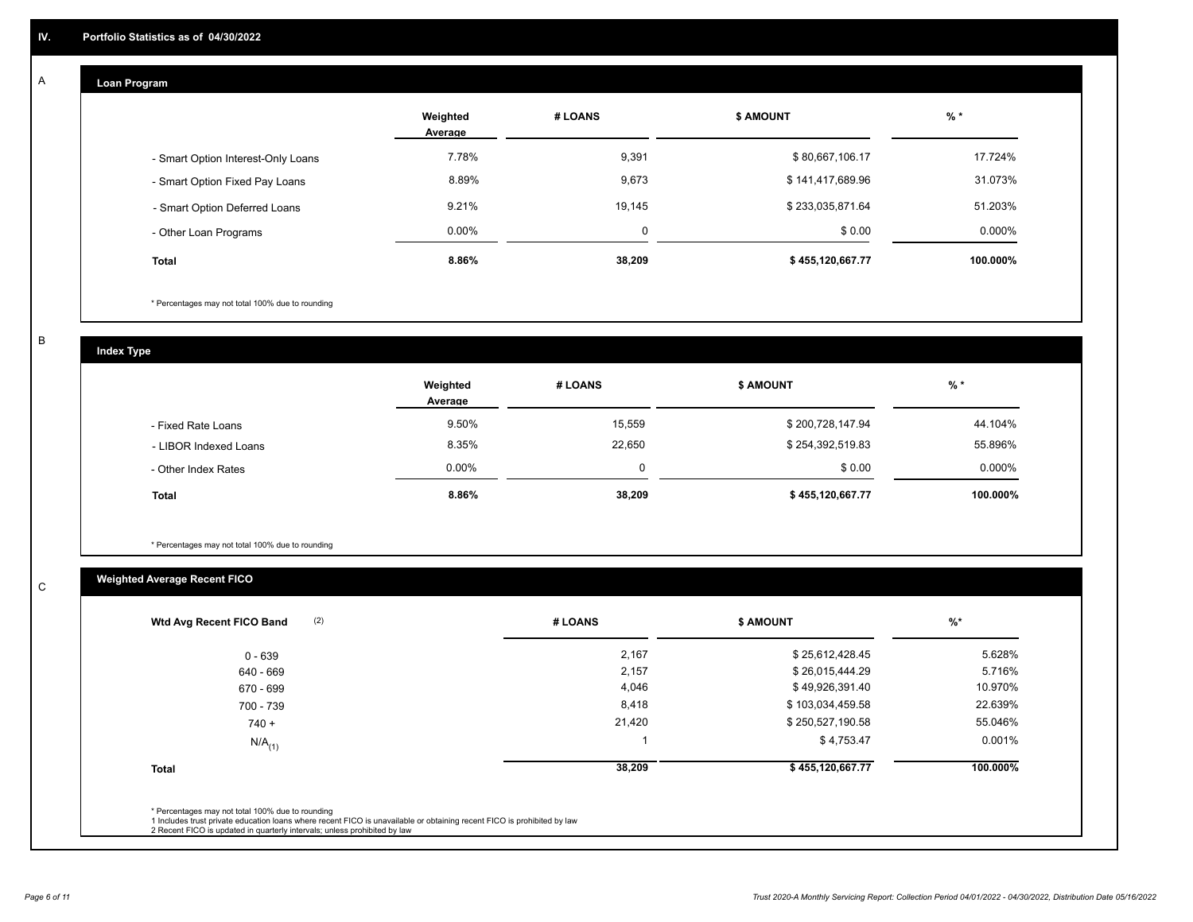## IV. Portfolio Statistics as of 04/30/2022

### A Loan Program

| | Weighted Average | # LOANS | $ AMOUNT | % * |
|---|---|---|---|---|
| - Smart Option Interest-Only Loans | 7.78% | 9,391 | $ 80,667,106.17 | 17.724% |
| - Smart Option Fixed Pay Loans | 8.89% | 9,673 | $ 141,417,689.96 | 31.073% |
| - Smart Option Deferred Loans | 9.21% | 19,145 | $ 233,035,871.64 | 51.203% |
| - Other Loan Programs | 0.00% | 0 | $ 0.00 | 0.000% |
| **Total** | **8.86%** | **38,209** | **$ 455,120,667.77** | **100.000%** |

* Percentages may not total 100% due to rounding

### B Index Type

| | Weighted Average | # LOANS | $ AMOUNT | % * |
|---|---|---|---|---|
| - Fixed Rate Loans | 9.50% | 15,559 | $ 200,728,147.94 | 44.104% |
| - LIBOR Indexed Loans | 8.35% | 22,650 | $ 254,392,519.83 | 55.896% |
| - Other Index Rates | 0.00% | 0 | $ 0.00 | 0.000% |
| **Total** | **8.86%** | **38,209** | **$ 455,120,667.77** | **100.000%** |

* Percentages may not total 100% due to rounding

### C Weighted Average Recent FICO

| Wtd Avg Recent FICO Band (2) | # LOANS | $ AMOUNT | %* |
|---|---|---|---|
| 0 - 639 | 2,167 | $ 25,612,428.45 | 5.628% |
| 640 - 669 | 2,157 | $ 26,015,444.29 | 5.716% |
| 670 - 699 | 4,046 | $ 49,926,391.40 | 10.970% |
| 700 - 739 | 8,418 | $ 103,034,459.58 | 22.639% |
| 740 + | 21,420 | $ 250,527,190.58 | 55.046% |
| N/A(1) | 1 | $ 4,753.47 | 0.001% |
| **Total** | **38,209** | **$ 455,120,667.77** | **100.000%** |

* Percentages may not total 100% due to rounding
1 Includes trust private education loans where recent FICO is unavailable or obtaining recent FICO is prohibited by law
2 Recent FICO is updated in quarterly intervals; unless prohibited by law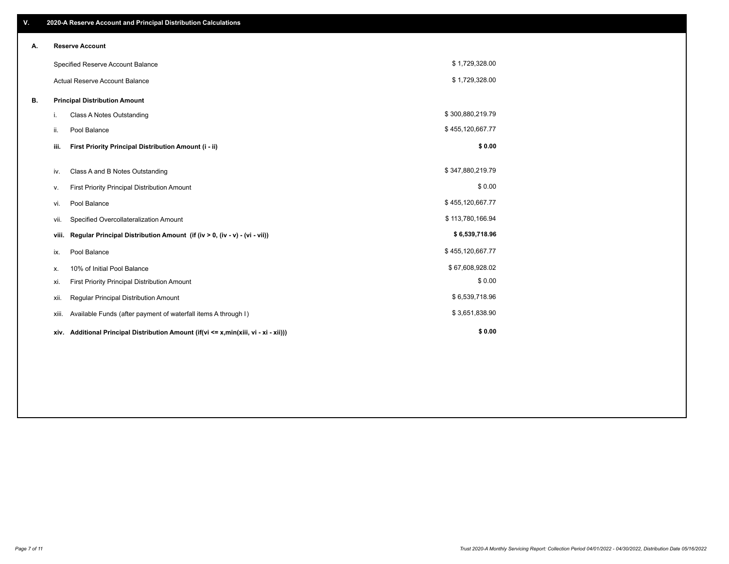## V. 2020-A Reserve Account and Principal Distribution Calculations

### A. Reserve Account

| | |
|---|---|
| Specified Reserve Account Balance | $ 1,729,328.00 |
| Actual Reserve Account Balance | $ 1,729,328.00 |

### B. Principal Distribution Amount

| | | |
|---|---|---|
| i. | Class A Notes Outstanding | $ 300,880,219.79 |
| ii. | Pool Balance | $ 455,120,667.77 |
| **iii.** | **First Priority Principal Distribution Amount (i - ii)** | **$ 0.00** |
| iv. | Class A and B Notes Outstanding | $ 347,880,219.79 |
| v. | First Priority Principal Distribution Amount | $ 0.00 |
| vi. | Pool Balance | $ 455,120,667.77 |
| vii. | Specified Overcollateralization Amount | $ 113,780,166.94 |
| **viii.** | **Regular Principal Distribution Amount (if (iv > 0, (iv - v) - (vi - vii))** | **$ 6,539,718.96** |
| ix. | Pool Balance | $ 455,120,667.77 |
| x. | 10% of Initial Pool Balance | $ 67,608,928.02 |
| xi. | First Priority Principal Distribution Amount | $ 0.00 |
| xii. | Regular Principal Distribution Amount | $ 6,539,718.96 |
| xiii. | Available Funds (after payment of waterfall items A through I) | $ 3,651,838.90 |
| **xiv.** | **Additional Principal Distribution Amount (if(vi <= x,min(xiii, vi - xi - xii)))** | **$ 0.00** |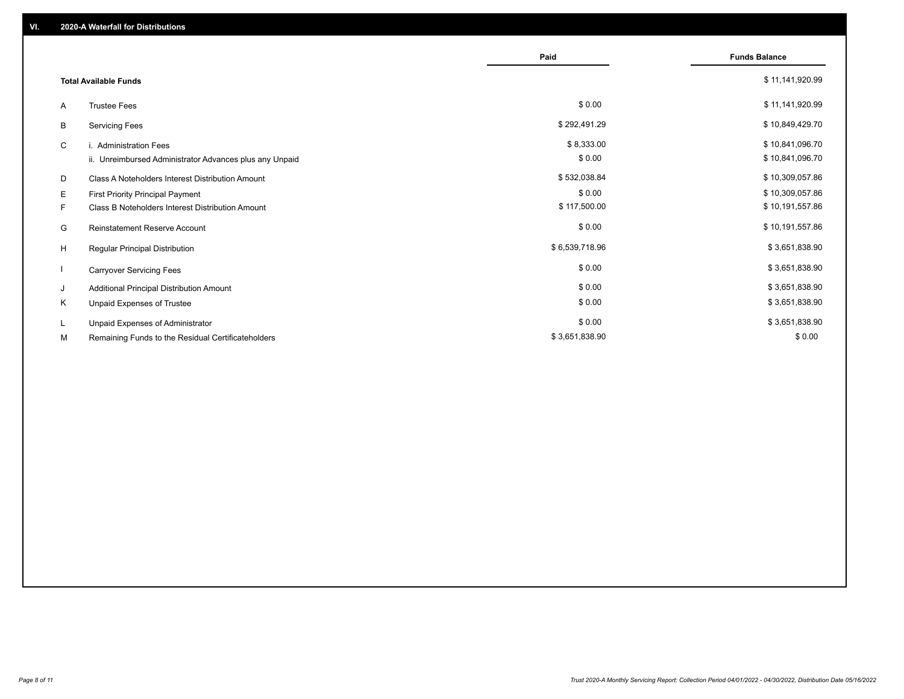## VI. 2020-A Waterfall for Distributions

| | | Paid | Funds Balance |
|---|---|---|---|
| | **Total Available Funds** | | $ 11,141,920.99 |
| A | Trustee Fees | $ 0.00 | $ 11,141,920.99 |
| B | Servicing Fees | $ 292,491.29 | $ 10,849,429.70 |
| C | i. Administration Fees | $ 8,333.00 | $ 10,841,096.70 |
| | ii. Unreimbursed Administrator Advances plus any Unpaid | $ 0.00 | $ 10,841,096.70 |
| D | Class A Noteholders Interest Distribution Amount | $ 532,038.84 | $ 10,309,057.86 |
| E | First Priority Principal Payment | $ 0.00 | $ 10,309,057.86 |
| F | Class B Noteholders Interest Distribution Amount | $ 117,500.00 | $ 10,191,557.86 |
| G | Reinstatement Reserve Account | $ 0.00 | $ 10,191,557.86 |
| H | Regular Principal Distribution | $ 6,539,718.96 | $ 3,651,838.90 |
| I | Carryover Servicing Fees | $ 0.00 | $ 3,651,838.90 |
| J | Additional Principal Distribution Amount | $ 0.00 | $ 3,651,838.90 |
| K | Unpaid Expenses of Trustee | $ 0.00 | $ 3,651,838.90 |
| L | Unpaid Expenses of Administrator | $ 0.00 | $ 3,651,838.90 |
| M | Remaining Funds to the Residual Certificateholders | $ 3,651,838.90 | $ 0.00 |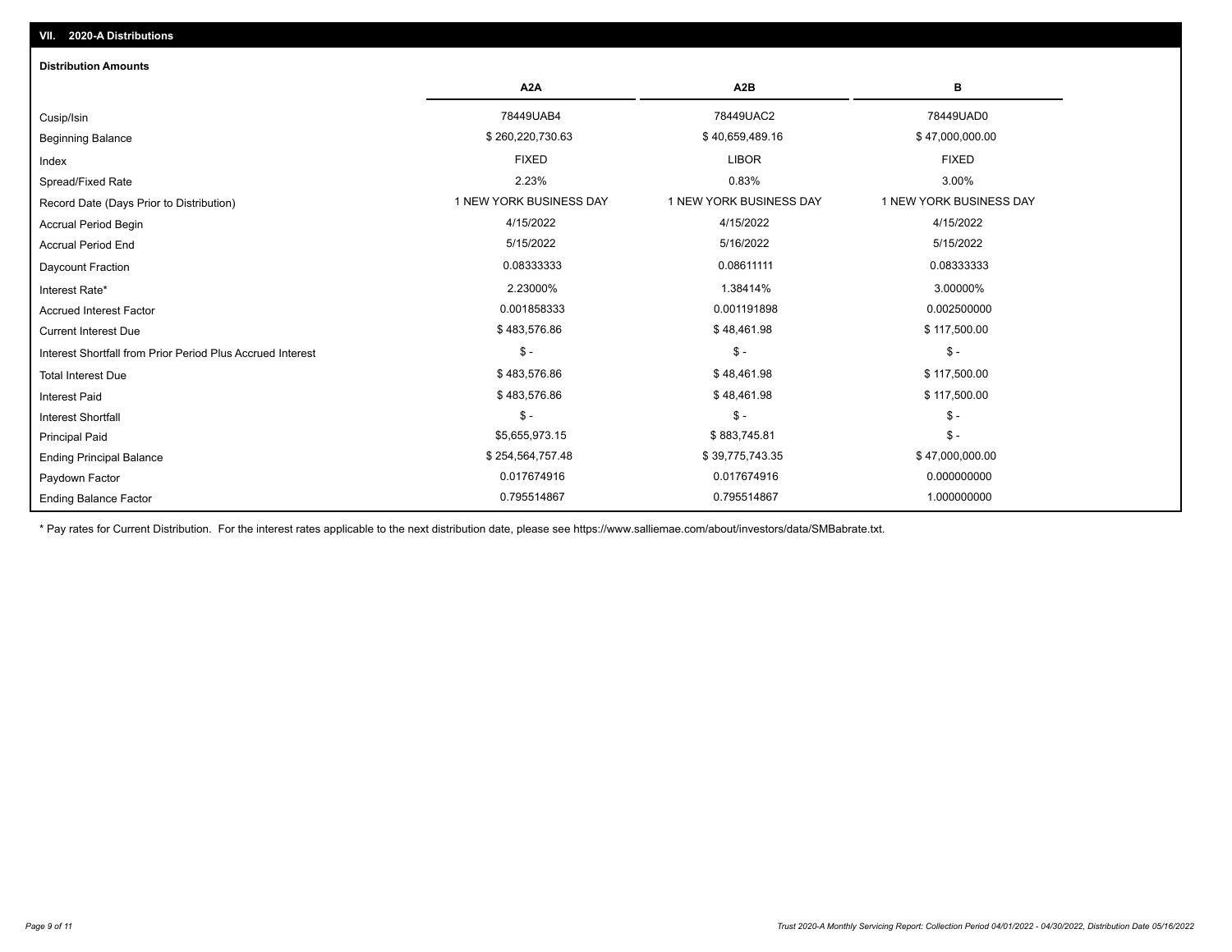## VII. 2020-A Distributions

### Distribution Amounts

| | A2A | A2B | B |
|---|---|---|---|
| Cusip/Isin | 78449UAB4 | 78449UAC2 | 78449UAD0 |
| Beginning Balance | $ 260,220,730.63 | $ 40,659,489.16 | $ 47,000,000.00 |
| Index | FIXED | LIBOR | FIXED |
| Spread/Fixed Rate | 2.23% | 0.83% | 3.00% |
| Record Date (Days Prior to Distribution) | 1 NEW YORK BUSINESS DAY | 1 NEW YORK BUSINESS DAY | 1 NEW YORK BUSINESS DAY |
| Accrual Period Begin | 4/15/2022 | 4/15/2022 | 4/15/2022 |
| Accrual Period End | 5/15/2022 | 5/16/2022 | 5/15/2022 |
| Daycount Fraction | 0.08333333 | 0.08611111 | 0.08333333 |
| Interest Rate* | 2.23000% | 1.38414% | 3.00000% |
| Accrued Interest Factor | 0.001858333 | 0.001191898 | 0.002500000 |
| Current Interest Due | $ 483,576.86 | $ 48,461.98 | $ 117,500.00 |
| Interest Shortfall from Prior Period Plus Accrued Interest | $ - | $ - | $ - |
| Total Interest Due | $ 483,576.86 | $ 48,461.98 | $ 117,500.00 |
| Interest Paid | $ 483,576.86 | $ 48,461.98 | $ 117,500.00 |
| Interest Shortfall | $ - | $ - | $ - |
| Principal Paid | $5,655,973.15 | $ 883,745.81 | $ - |
| Ending Principal Balance | $ 254,564,757.48 | $ 39,775,743.35 | $ 47,000,000.00 |
| Paydown Factor | 0.017674916 | 0.017674916 | 0.000000000 |
| Ending Balance Factor | 0.795514867 | 0.795514867 | 1.000000000 |

* Pay rates for Current Distribution. For the interest rates applicable to the next distribution date, please see https://www.salliemae.com/about/investors/data/SMBabrate.txt.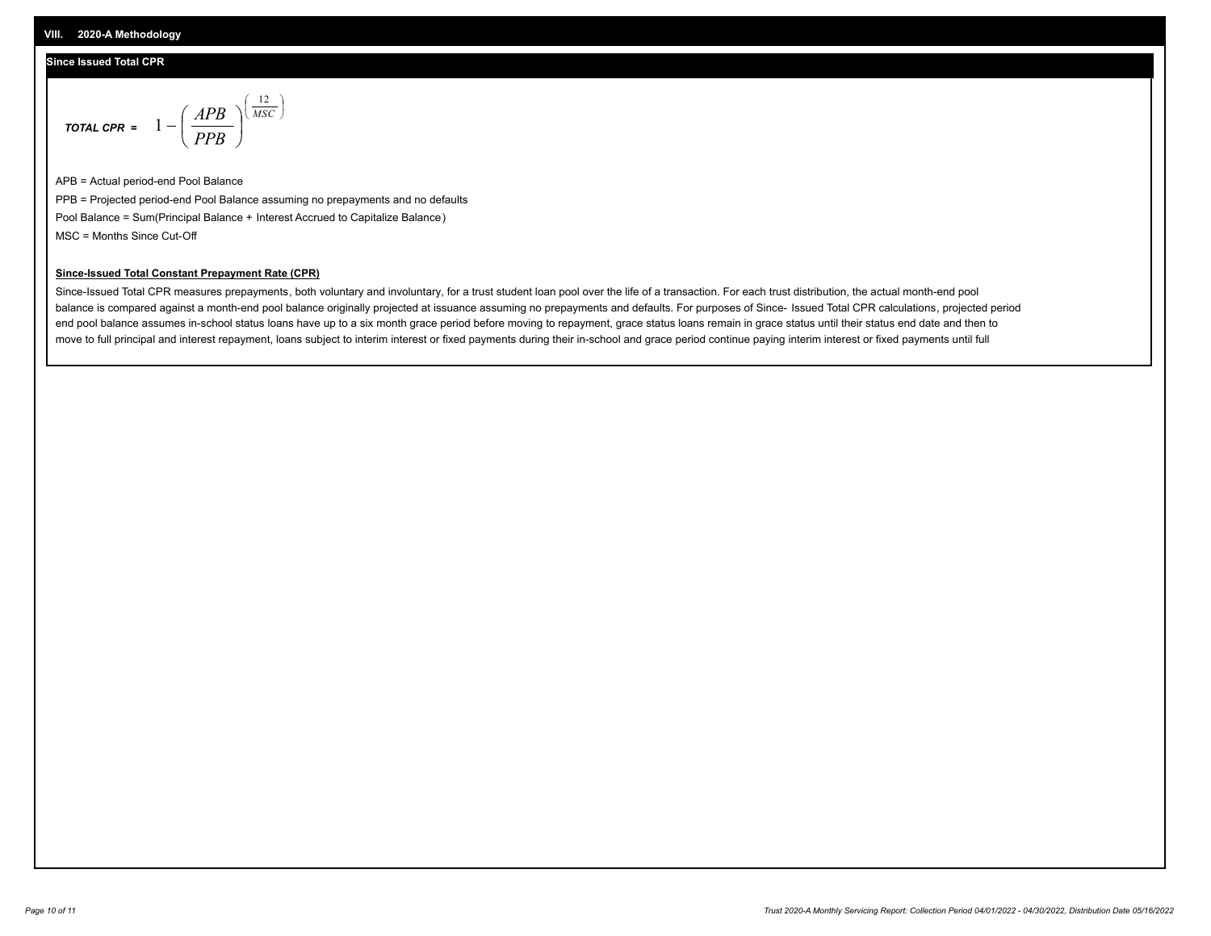## VIII. 2020-A Methodology

### Since Issued Total CPR

$$\textit{TOTAL CPR} = 1 - \left( \frac{APB}{PPB} \right)^{\left( \frac{12}{MSC} \right)}$$

APB = Actual period-end Pool Balance

PPB = Projected period-end Pool Balance assuming no prepayments and no defaults

Pool Balance = Sum(Principal Balance + Interest Accrued to Capitalize Balance)

MSC = Months Since Cut-Off

**Since-Issued Total Constant Prepayment Rate (CPR)**

Since-Issued Total CPR measures prepayments, both voluntary and involuntary, for a trust student loan pool over the life of a transaction. For each trust distribution, the actual month-end pool balance is compared against a month-end pool balance originally projected at issuance assuming no prepayments and defaults. For purposes of Since- Issued Total CPR calculations, projected period end pool balance assumes in-school status loans have up to a six month grace period before moving to repayment, grace status loans remain in grace status until their status end date and then to move to full principal and interest repayment, loans subject to interim interest or fixed payments during their in-school and grace period continue paying interim interest or fixed payments until full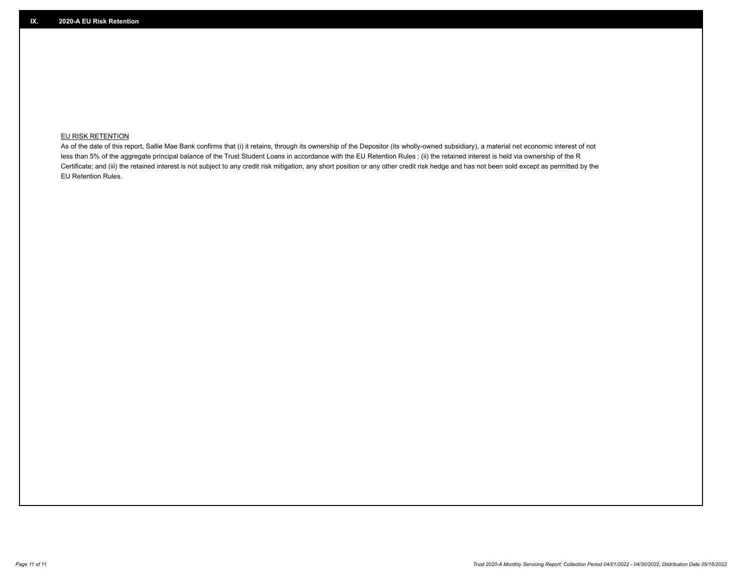## IX. 2020-A EU Risk Retention

EU RISK RETENTION

As of the date of this report, Sallie Mae Bank confirms that (i) it retains, through its ownership of the Depositor (its wholly-owned subsidiary), a material net economic interest of not less than 5% of the aggregate principal balance of the Trust Student Loans in accordance with the EU Retention Rules ; (ii) the retained interest is held via ownership of the R Certificate; and (iii) the retained interest is not subject to any credit risk mitigation, any short position or any other credit risk hedge and has not been sold except as permitted by the EU Retention Rules.